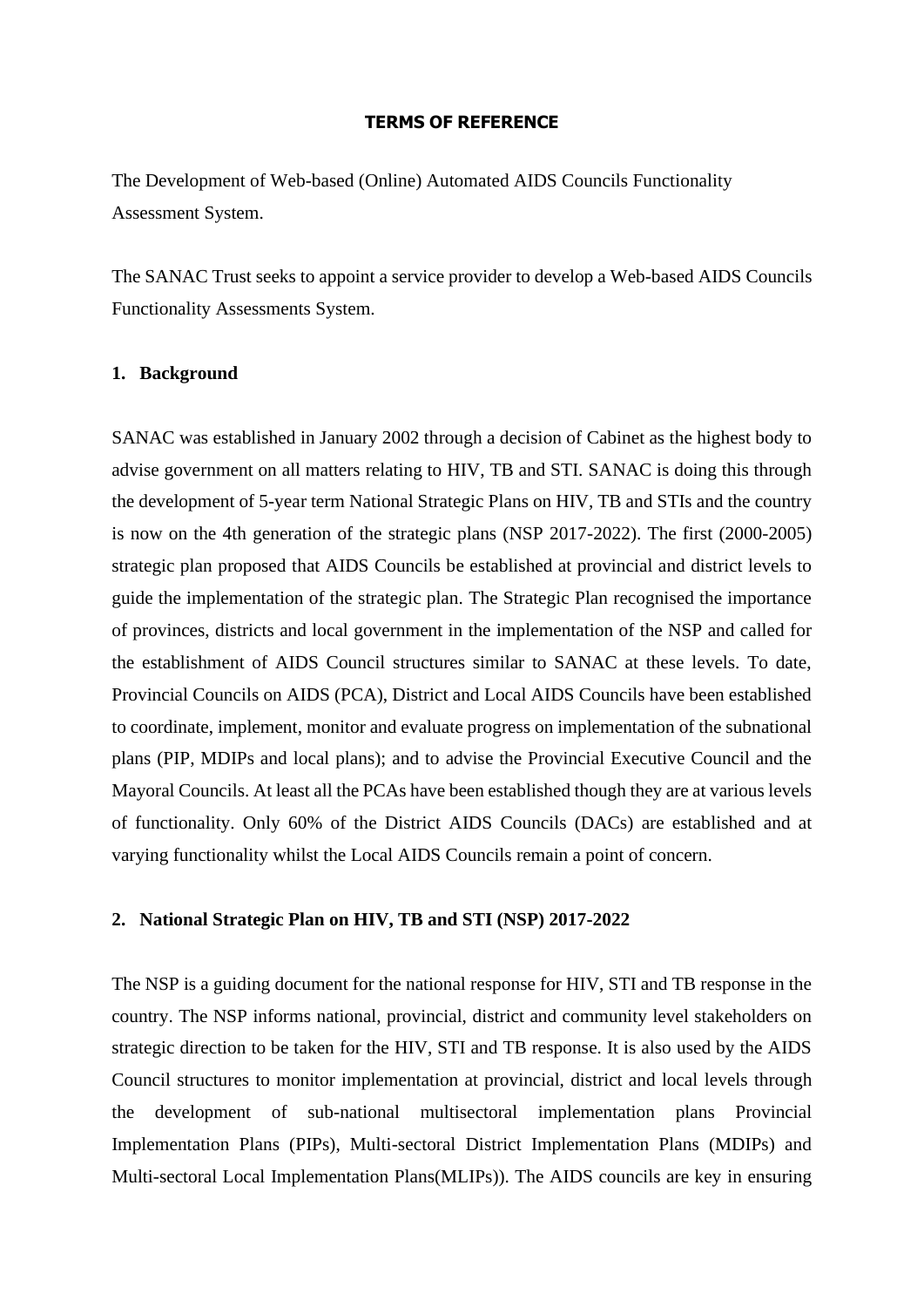**TERMS OF REFERENCE**

The Development of Web-based (Online) Automated AIDS Councils Functionality Assessment System.

The SANAC Trust seeks to appoint a service provider to develop a Web-based AIDS Councils Functionality Assessments System.

## 1. Background

SANAC was established in January 2002 through a decision of Cabinet as the highest body to advise government on all matters relating to HIV, TB and STI. SANAC is doing this through the development of 5-year term National Strategic Plans on HIV, TB and STIs and the country is now on the 4th generation of the strategic plans (NSP 2017-2022). The first (2000-2005) strategic plan proposed that AIDS Councils be established at provincial and district levels to guide the implementation of the strategic plan. The Strategic Plan recognised the importance of provinces, districts and local government in the implementation of the NSP and called for the establishment of AIDS Council structures similar to SANAC at these levels. To date, Provincial Councils on AIDS (PCA), District and Local AIDS Councils have been established to coordinate, implement, monitor and evaluate progress on implementation of the subnational plans (PIP, MDIPs and local plans); and to advise the Provincial Executive Council and the Mayoral Councils. At least all the PCAs have been established though they are at various levels of functionality. Only 60% of the District AIDS Councils (DACs) are established and at varying functionality whilst the Local AIDS Councils remain a point of concern.

## 2. National Strategic Plan on HIV, TB and STI (NSP) 2017-2022

The NSP is a guiding document for the national response for HIV, STI and TB response in the country. The NSP informs national, provincial, district and community level stakeholders on strategic direction to be taken for the HIV, STI and TB response. It is also used by the AIDS Council structures to monitor implementation at provincial, district and local levels through the development of sub-national multisectoral implementation plans Provincial Implementation Plans (PIPs), Multi-sectoral District Implementation Plans (MDIPs) and Multi-sectoral Local Implementation Plans(MLIPs)). The AIDS councils are key in ensuring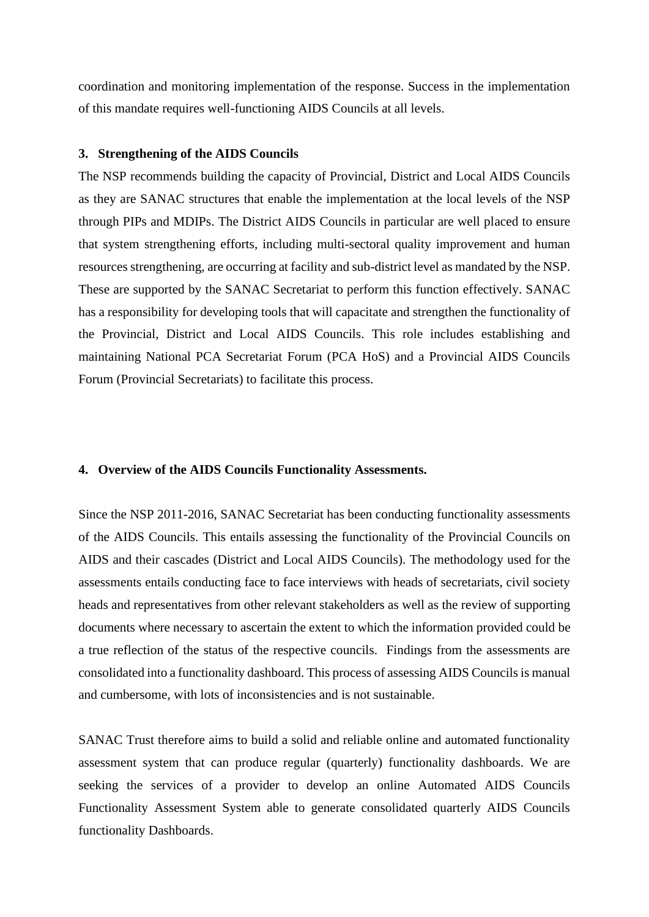coordination and monitoring implementation of the response. Success in the implementation of this mandate requires well-functioning AIDS Councils at all levels.

## 3. Strengthening of the AIDS Councils

The NSP recommends building the capacity of Provincial, District and Local AIDS Councils as they are SANAC structures that enable the implementation at the local levels of the NSP through PIPs and MDIPs. The District AIDS Councils in particular are well placed to ensure that system strengthening efforts, including multi-sectoral quality improvement and human resources strengthening, are occurring at facility and sub-district level as mandated by the NSP. These are supported by the SANAC Secretariat to perform this function effectively. SANAC has a responsibility for developing tools that will capacitate and strengthen the functionality of the Provincial, District and Local AIDS Councils. This role includes establishing and maintaining National PCA Secretariat Forum (PCA HoS) and a Provincial AIDS Councils Forum (Provincial Secretariats) to facilitate this process.

## 4. Overview of the AIDS Councils Functionality Assessments.

Since the NSP 2011-2016, SANAC Secretariat has been conducting functionality assessments of the AIDS Councils. This entails assessing the functionality of the Provincial Councils on AIDS and their cascades (District and Local AIDS Councils). The methodology used for the assessments entails conducting face to face interviews with heads of secretariats, civil society heads and representatives from other relevant stakeholders as well as the review of supporting documents where necessary to ascertain the extent to which the information provided could be a true reflection of the status of the respective councils. Findings from the assessments are consolidated into a functionality dashboard. This process of assessing AIDS Councils is manual and cumbersome, with lots of inconsistencies and is not sustainable.

SANAC Trust therefore aims to build a solid and reliable online and automated functionality assessment system that can produce regular (quarterly) functionality dashboards. We are seeking the services of a provider to develop an online Automated AIDS Councils Functionality Assessment System able to generate consolidated quarterly AIDS Councils functionality Dashboards.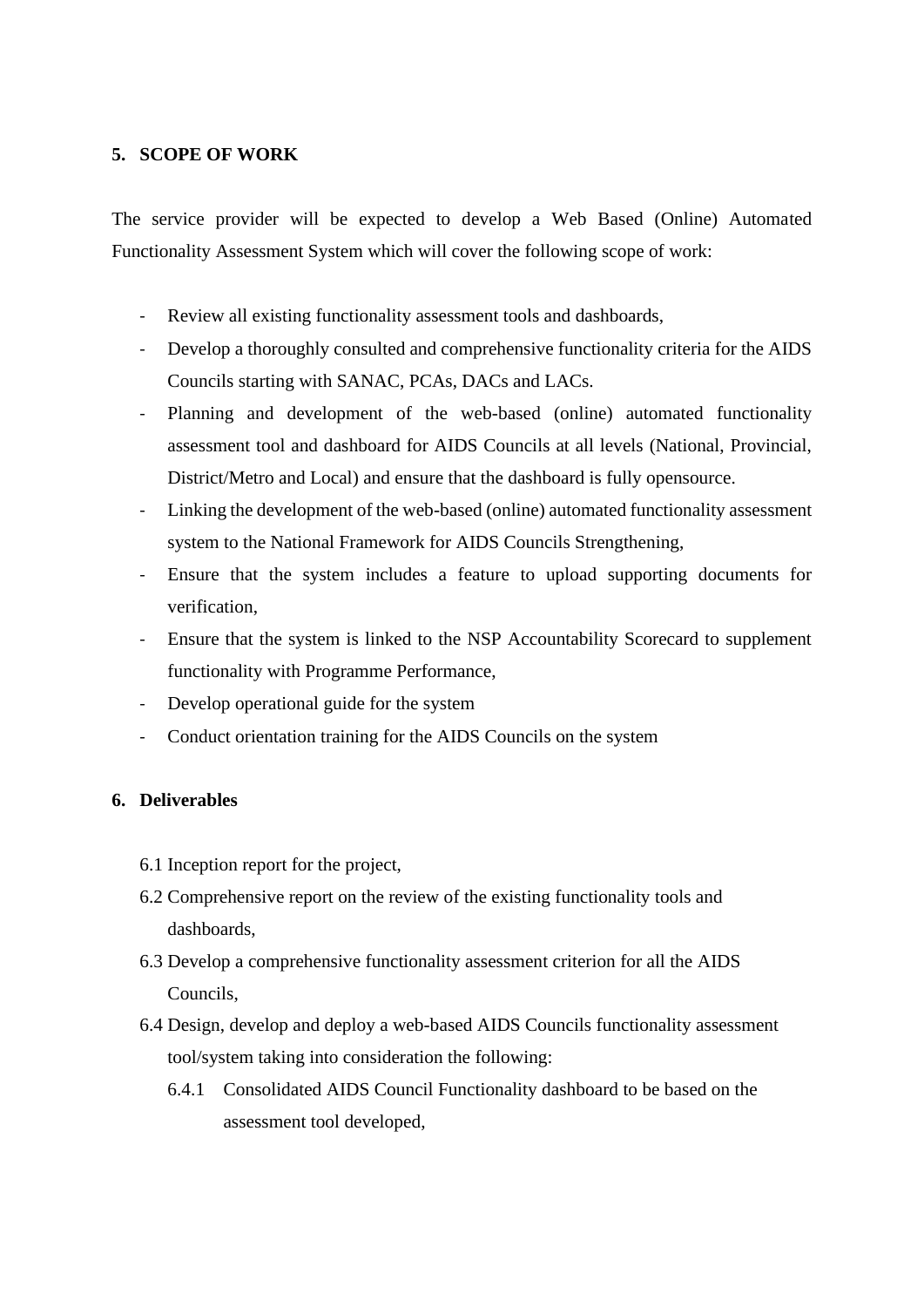## 5. SCOPE OF WORK

The service provider will be expected to develop a Web Based (Online) Automated Functionality Assessment System which will cover the following scope of work:

- Review all existing functionality assessment tools and dashboards,
- Develop a thoroughly consulted and comprehensive functionality criteria for the AIDS Councils starting with SANAC, PCAs, DACs and LACs.
- Planning and development of the web-based (online) automated functionality assessment tool and dashboard for AIDS Councils at all levels (National, Provincial, District/Metro and Local) and ensure that the dashboard is fully opensource.
- Linking the development of the web-based (online) automated functionality assessment system to the National Framework for AIDS Councils Strengthening,
- Ensure that the system includes a feature to upload supporting documents for verification,
- Ensure that the system is linked to the NSP Accountability Scorecard to supplement functionality with Programme Performance,
- Develop operational guide for the system
- Conduct orientation training for the AIDS Councils on the system

## 6. Deliverables

6.1 Inception report for the project,

6.2 Comprehensive report on the review of the existing functionality tools and dashboards,

6.3 Develop a comprehensive functionality assessment criterion for all the AIDS Councils,

6.4 Design, develop and deploy a web-based AIDS Councils functionality assessment tool/system taking into consideration the following:

6.4.1 Consolidated AIDS Council Functionality dashboard to be based on the assessment tool developed,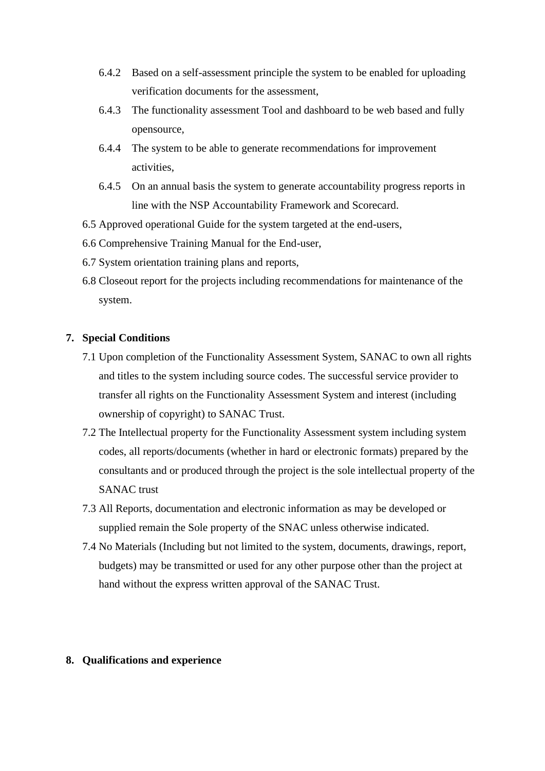- 6.4.2 Based on a self-assessment principle the system to be enabled for uploading verification documents for the assessment,
- 6.4.3 The functionality assessment Tool and dashboard to be web based and fully opensource,
- 6.4.4 The system to be able to generate recommendations for improvement activities,
- 6.4.5 On an annual basis the system to generate accountability progress reports in line with the NSP Accountability Framework and Scorecard.

6.5 Approved operational Guide for the system targeted at the end-users,

6.6 Comprehensive Training Manual for the End-user,

6.7 System orientation training plans and reports,

6.8 Closeout report for the projects including recommendations for maintenance of the system.

## 7. Special Conditions

7.1 Upon completion of the Functionality Assessment System, SANAC to own all rights and titles to the system including source codes. The successful service provider to transfer all rights on the Functionality Assessment System and interest (including ownership of copyright) to SANAC Trust.

7.2 The Intellectual property for the Functionality Assessment system including system codes, all reports/documents (whether in hard or electronic formats) prepared by the consultants and or produced through the project is the sole intellectual property of the SANAC trust

7.3 All Reports, documentation and electronic information as may be developed or supplied remain the Sole property of the SNAC unless otherwise indicated.

7.4 No Materials (Including but not limited to the system, documents, drawings, report, budgets) may be transmitted or used for any other purpose other than the project at hand without the express written approval of the SANAC Trust.

## 8. Qualifications and experience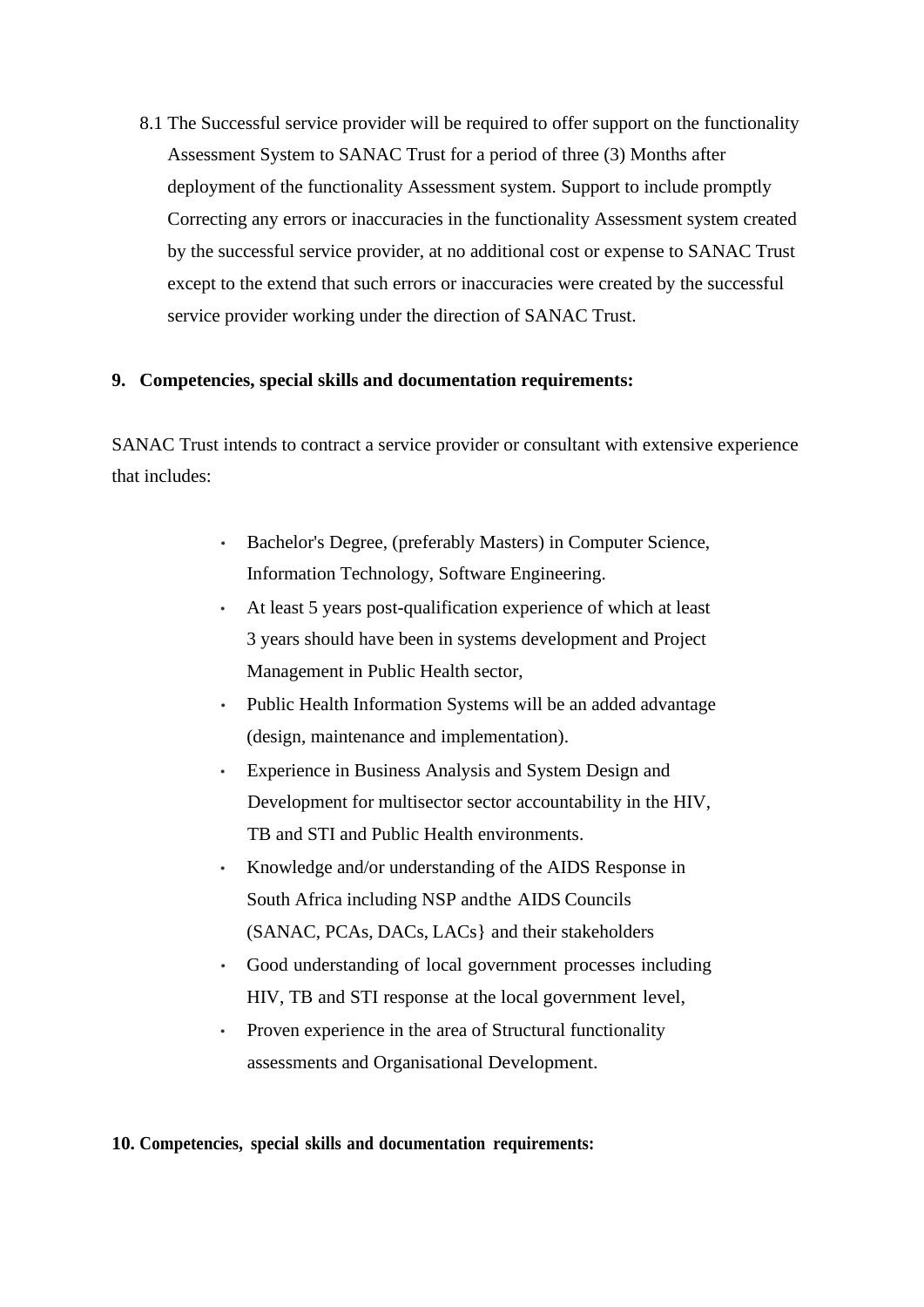8.1 The Successful service provider will be required to offer support on the functionality Assessment System to SANAC Trust for a period of three (3) Months after deployment of the functionality Assessment system. Support to include promptly Correcting any errors or inaccuracies in the functionality Assessment system created by the successful service provider, at no additional cost or expense to SANAC Trust except to the extend that such errors or inaccuracies were created by the successful service provider working under the direction of SANAC Trust.

**9. Competencies, special skills and documentation requirements:**

SANAC Trust intends to contract a service provider or consultant with extensive experience that includes:

- Bachelor's Degree, (preferably Masters) in Computer Science, Information Technology, Software Engineering.
- At least 5 years post-qualification experience of which at least 3 years should have been in systems development and Project Management in Public Health sector,
- Public Health Information Systems will be an added advantage (design, maintenance and implementation).
- Experience in Business Analysis and System Design and Development for multisector sector accountability in the HIV, TB and STI and Public Health environments.
- Knowledge and/or understanding of the AIDS Response in South Africa including NSP and the AIDS Councils (SANAC, PCAs, DACs, LACs} and their stakeholders
- Good understanding of local government processes including HIV, TB and STI response at the local government level,
- Proven experience in the area of Structural functionality assessments and Organisational Development.

**10. Competencies, special skills and documentation requirements:**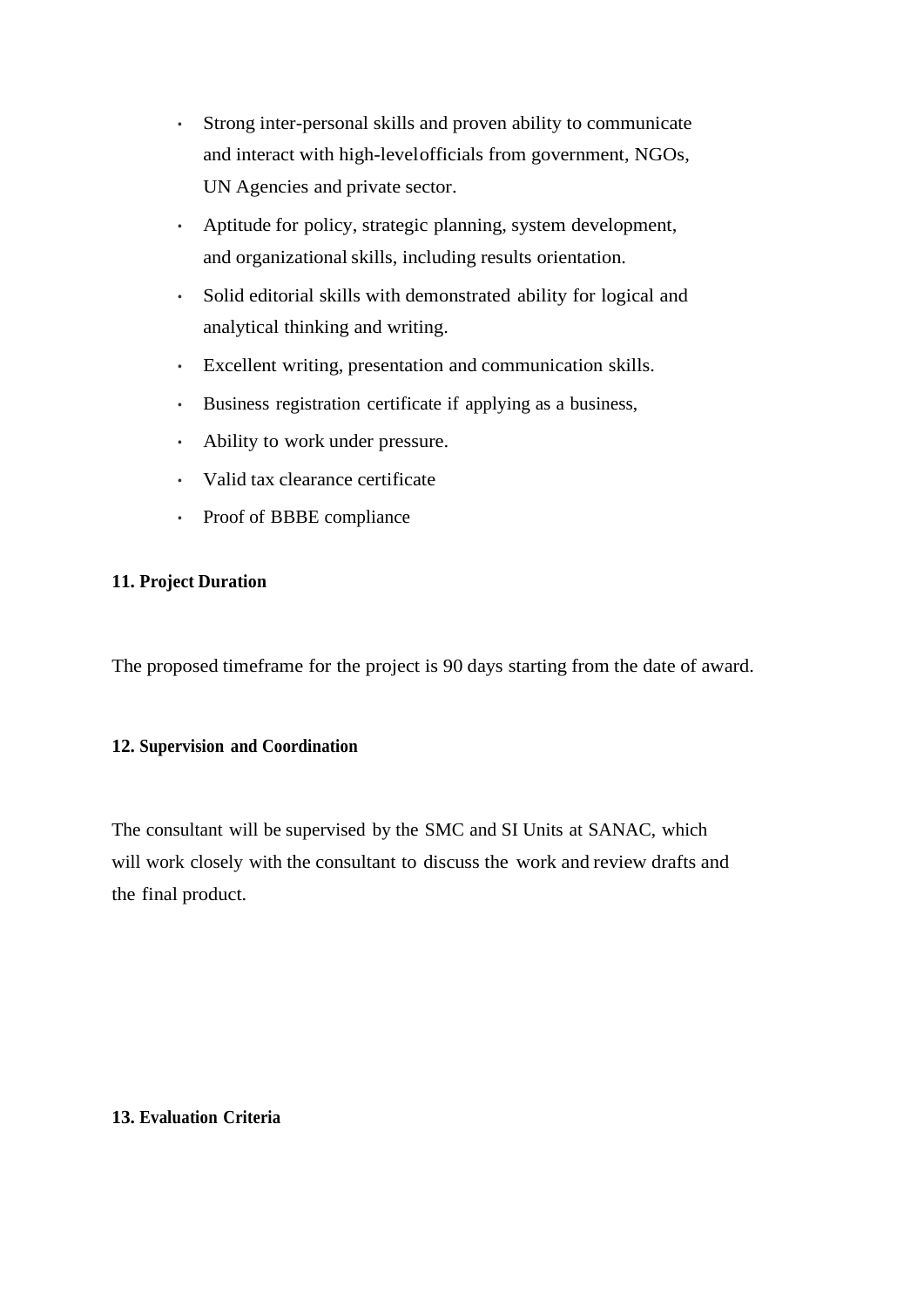- Strong inter-personal skills and proven ability to communicate and interact with high-level officials from government, NGOs, UN Agencies and private sector.
- Aptitude for policy, strategic planning, system development, and organizational skills, including results orientation.
- Solid editorial skills with demonstrated ability for logical and analytical thinking and writing.
- Excellent writing, presentation and communication skills.
- Business registration certificate if applying as a business,
- Ability to work under pressure.
- Valid tax clearance certificate
- Proof of BBBE compliance

## 11. Project Duration

The proposed timeframe for the project is 90 days starting from the date of award.

## 12. Supervision and Coordination

The consultant will be supervised by the SMC and SI Units at SANAC, which will work closely with the consultant to discuss the work and review drafts and the final product.

## 13. Evaluation Criteria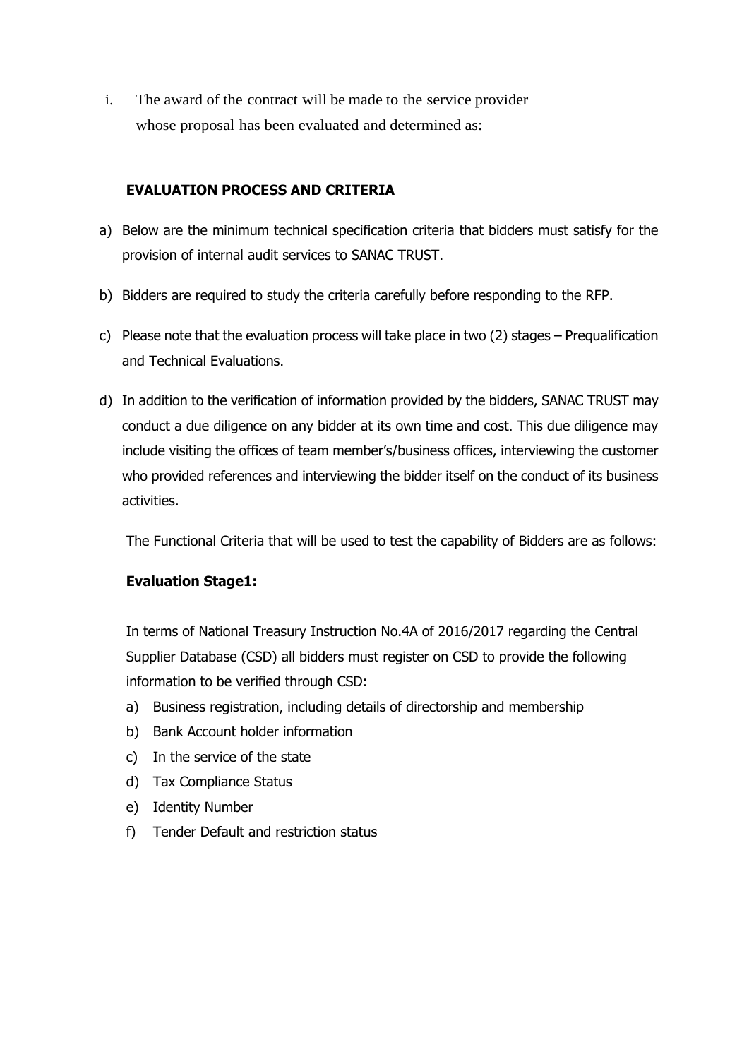i. The award of the contract will be made to the service provider whose proposal has been evaluated and determined as:

**EVALUATION PROCESS AND CRITERIA**

a) Below are the minimum technical specification criteria that bidders must satisfy for the provision of internal audit services to SANAC TRUST.

b) Bidders are required to study the criteria carefully before responding to the RFP.

c) Please note that the evaluation process will take place in two (2) stages – Prequalification and Technical Evaluations.

d) In addition to the verification of information provided by the bidders, SANAC TRUST may conduct a due diligence on any bidder at its own time and cost. This due diligence may include visiting the offices of team member's/business offices, interviewing the customer who provided references and interviewing the bidder itself on the conduct of its business activities.

The Functional Criteria that will be used to test the capability of Bidders are as follows:

**Evaluation Stage1:**

In terms of National Treasury Instruction No.4A of 2016/2017 regarding the Central Supplier Database (CSD) all bidders must register on CSD to provide the following information to be verified through CSD:

a) Business registration, including details of directorship and membership
b) Bank Account holder information
c) In the service of the state
d) Tax Compliance Status
e) Identity Number
f) Tender Default and restriction status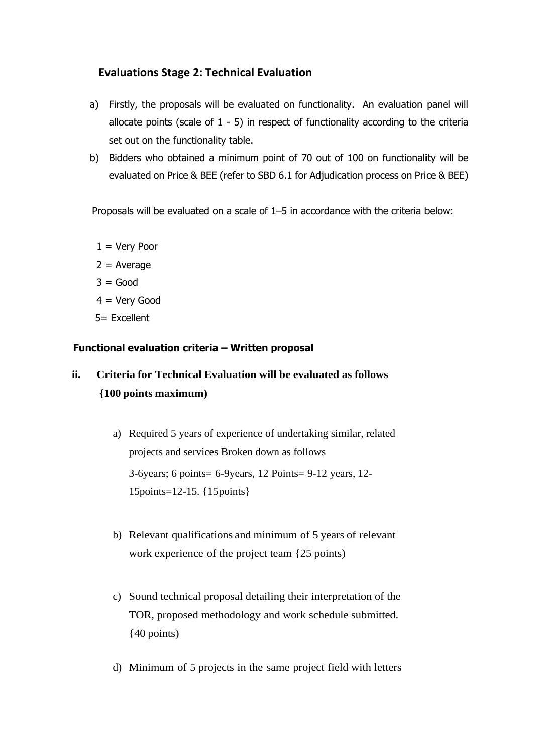## Evaluations Stage 2: Technical Evaluation

a) Firstly, the proposals will be evaluated on functionality. An evaluation panel will allocate points (scale of 1 - 5) in respect of functionality according to the criteria set out on the functionality table.

b) Bidders who obtained a minimum point of 70 out of 100 on functionality will be evaluated on Price & BEE (refer to SBD 6.1 for Adjudication process on Price & BEE)

Proposals will be evaluated on a scale of 1–5 in accordance with the criteria below:

1 = Very Poor
2 = Average
3 = Good
4 = Very Good
5= Excellent

**Functional evaluation criteria – Written proposal**

**ii. Criteria for Technical Evaluation will be evaluated as follows {100 points maximum)**

a) Required 5 years of experience of undertaking similar, related projects and services Broken down as follows

   3-6years; 6 points= 6-9years, 12 Points= 9-12 years, 12-15points=12-15. {15points}

b) Relevant qualifications and minimum of 5 years of relevant work experience of the project team {25 points)

c) Sound technical proposal detailing their interpretation of the TOR, proposed methodology and work schedule submitted. {40 points)

d) Minimum of 5 projects in the same project field with letters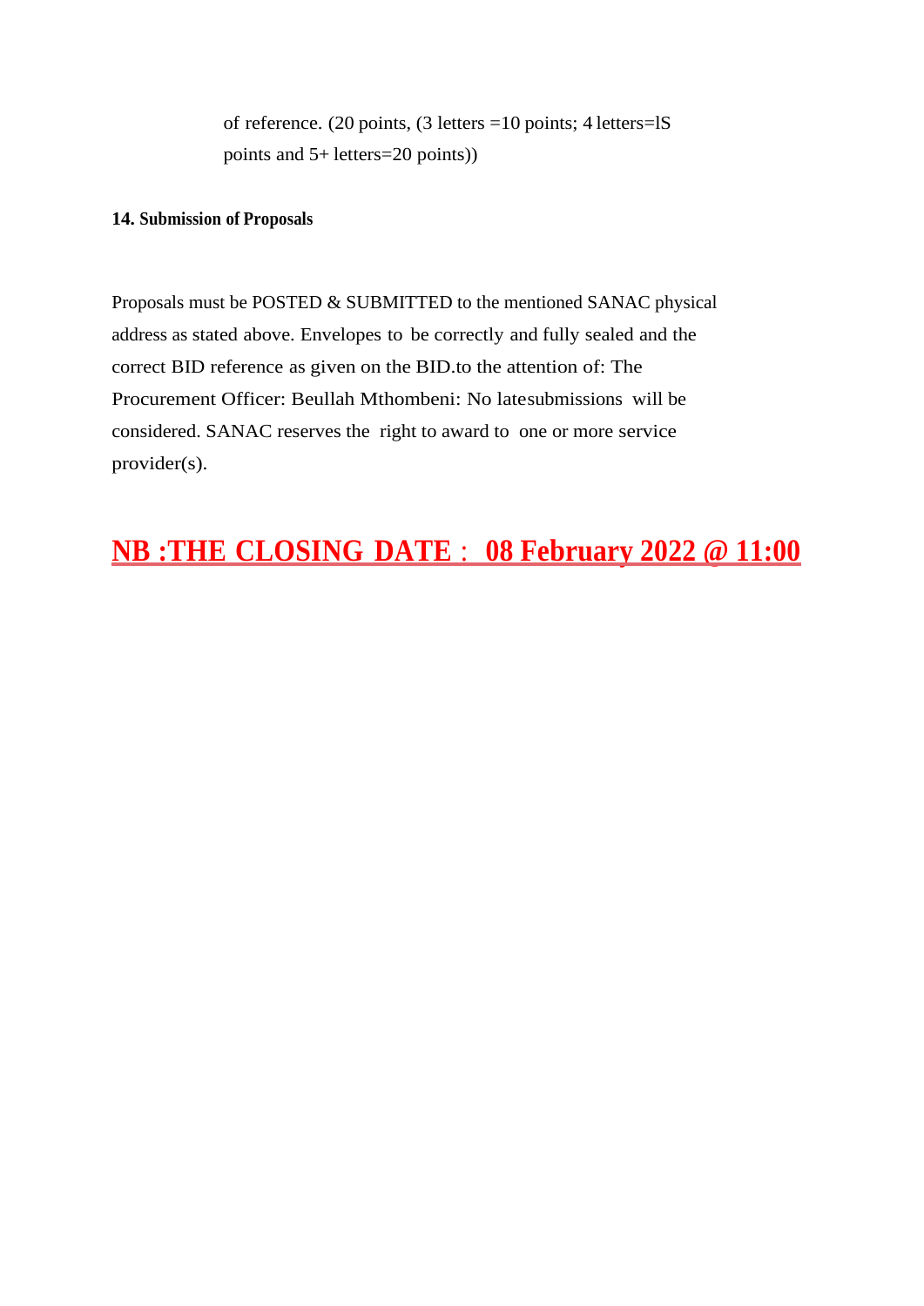of reference. (20 points, (3 letters =10 points; 4 letters=lS points and 5+ letters=20 points))

**14. Submission of Proposals**

Proposals must be POSTED & SUBMITTED to the mentioned SANAC physical address as stated above. Envelopes to be correctly and fully sealed and the correct BID reference as given on the BID.to the attention of: The Procurement Officer: Beullah Mthombeni: No latesubmissions will be considered. SANAC reserves the right to award to one or more service provider(s).

**NB :THE CLOSING DATE : 08 February 2022 @ 11:00**